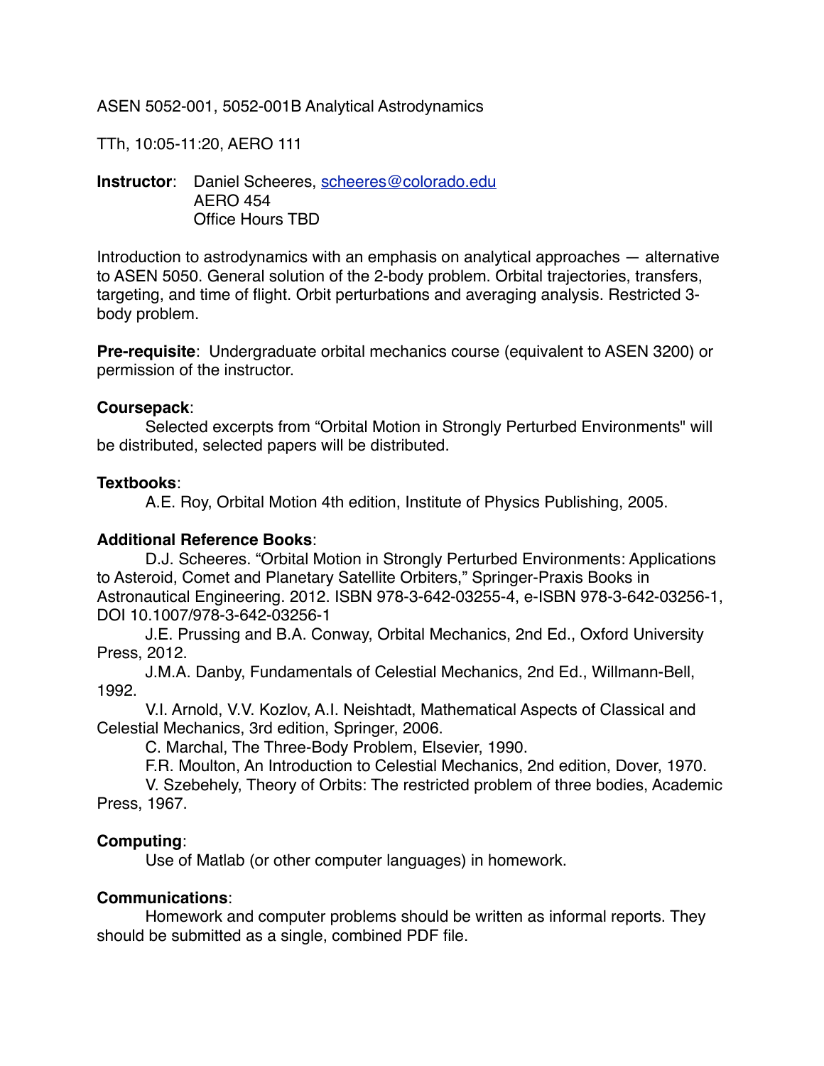ASEN 5052-001, 5052-001B Analytical Astrodynamics

TTh, 10:05-11:20, AERO 111

**Instructor**: Daniel Scheeres, scheeres@colorado.edu
AERO 454
Office Hours TBD

Introduction to astrodynamics with an emphasis on analytical approaches — alternative to ASEN 5050. General solution of the 2-body problem. Orbital trajectories, transfers, targeting, and time of flight. Orbit perturbations and averaging analysis. Restricted 3-body problem.

**Pre-requisite**: Undergraduate orbital mechanics course (equivalent to ASEN 3200) or permission of the instructor.

**Coursepack**:
Selected excerpts from "Orbital Motion in Strongly Perturbed Environments" will be distributed, selected papers will be distributed.

**Textbooks**:
A.E. Roy, Orbital Motion 4th edition, Institute of Physics Publishing, 2005.

**Additional Reference Books**:
D.J. Scheeres. "Orbital Motion in Strongly Perturbed Environments: Applications to Asteroid, Comet and Planetary Satellite Orbiters," Springer-Praxis Books in Astronautical Engineering. 2012. ISBN 978-3-642-03255-4, e-ISBN 978-3-642-03256-1, DOI 10.1007/978-3-642-03256-1
J.E. Prussing and B.A. Conway, Orbital Mechanics, 2nd Ed., Oxford University Press, 2012.
J.M.A. Danby, Fundamentals of Celestial Mechanics, 2nd Ed., Willmann-Bell, 1992.
V.I. Arnold, V.V. Kozlov, A.I. Neishtadt, Mathematical Aspects of Classical and Celestial Mechanics, 3rd edition, Springer, 2006.
C. Marchal, The Three-Body Problem, Elsevier, 1990.
F.R. Moulton, An Introduction to Celestial Mechanics, 2nd edition, Dover, 1970.
V. Szebehely, Theory of Orbits: The restricted problem of three bodies, Academic Press, 1967.

**Computing**:
Use of Matlab (or other computer languages) in homework.

**Communications**:
Homework and computer problems should be written as informal reports. They should be submitted as a single, combined PDF file.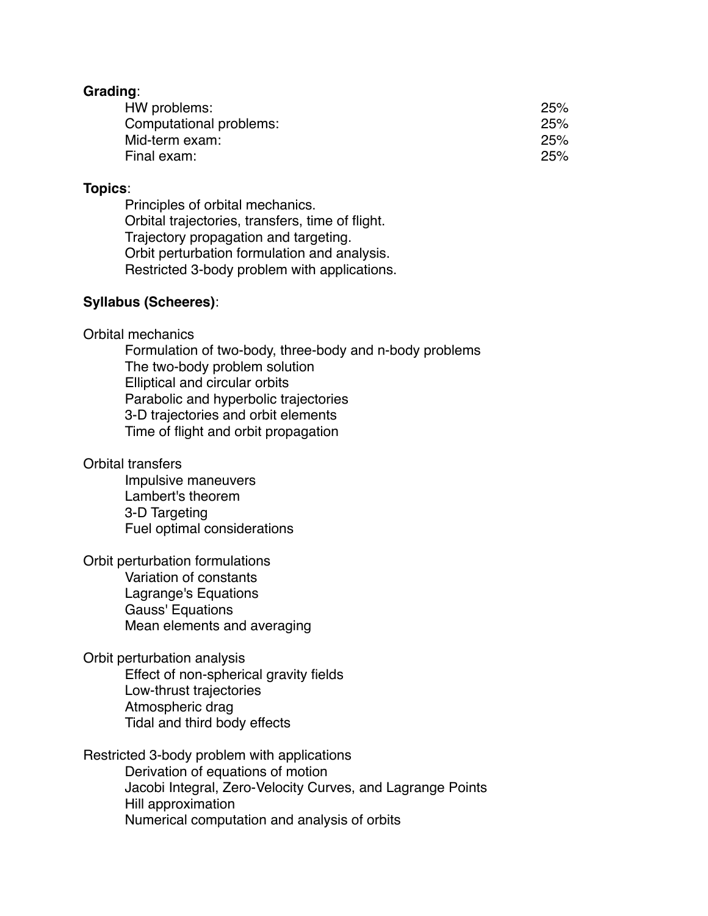**Grading**:

| | |
|---|---|
| HW problems: | 25% |
| Computational problems: | 25% |
| Mid-term exam: | 25% |
| Final exam: | 25% |

**Topics**:

- Principles of orbital mechanics.
- Orbital trajectories, transfers, time of flight.
- Trajectory propagation and targeting.
- Orbit perturbation formulation and analysis.
- Restricted 3-body problem with applications.

**Syllabus (Scheeres)**:

Orbital mechanics

- Formulation of two-body, three-body and n-body problems
- The two-body problem solution
- Elliptical and circular orbits
- Parabolic and hyperbolic trajectories
- 3-D trajectories and orbit elements
- Time of flight and orbit propagation

Orbital transfers

- Impulsive maneuvers
- Lambert's theorem
- 3-D Targeting
- Fuel optimal considerations

Orbit perturbation formulations

- Variation of constants
- Lagrange's Equations
- Gauss' Equations
- Mean elements and averaging

Orbit perturbation analysis

- Effect of non-spherical gravity fields
- Low-thrust trajectories
- Atmospheric drag
- Tidal and third body effects

Restricted 3-body problem with applications

- Derivation of equations of motion
- Jacobi Integral, Zero-Velocity Curves, and Lagrange Points
- Hill approximation
- Numerical computation and analysis of orbits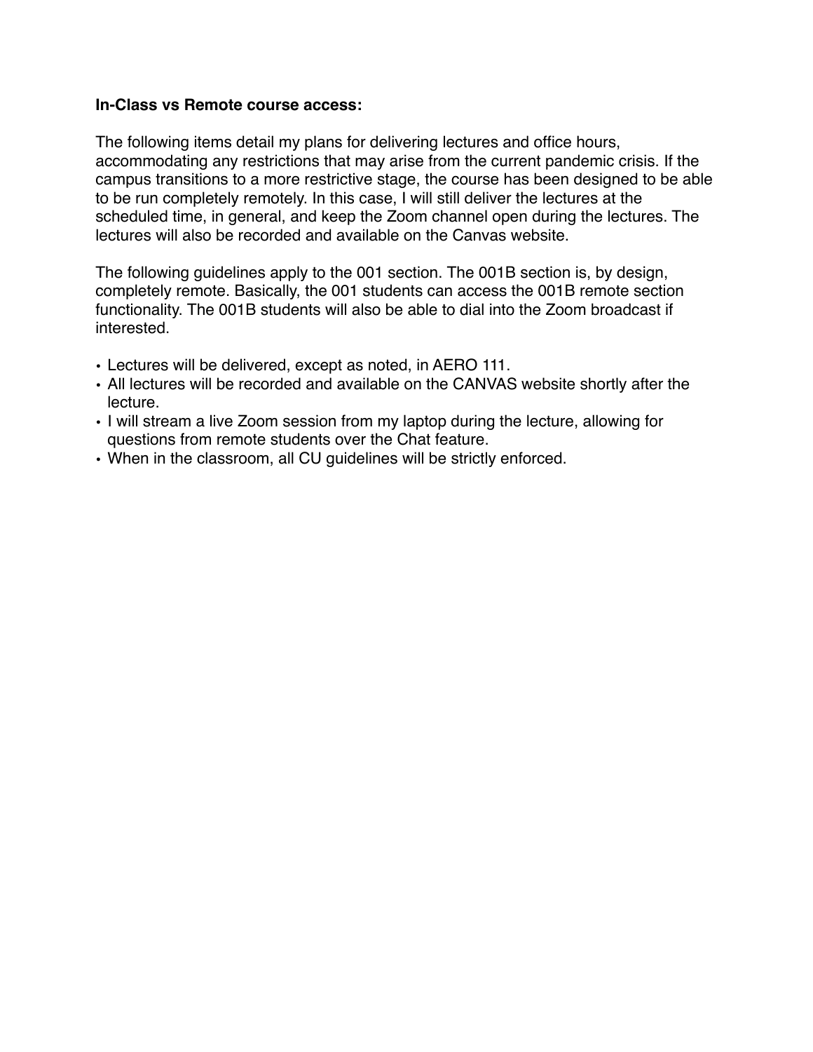**In-Class vs Remote course access:**

The following items detail my plans for delivering lectures and office hours, accommodating any restrictions that may arise from the current pandemic crisis. If the campus transitions to a more restrictive stage, the course has been designed to be able to be run completely remotely. In this case, I will still deliver the lectures at the scheduled time, in general, and keep the Zoom channel open during the lectures. The lectures will also be recorded and available on the Canvas website.

The following guidelines apply to the 001 section. The 001B section is, by design, completely remote. Basically, the 001 students can access the 001B remote section functionality. The 001B students will also be able to dial into the Zoom broadcast if interested.

- Lectures will be delivered, except as noted, in AERO 111.
- All lectures will be recorded and available on the CANVAS website shortly after the lecture.
- I will stream a live Zoom session from my laptop during the lecture, allowing for questions from remote students over the Chat feature.
- When in the classroom, all CU guidelines will be strictly enforced.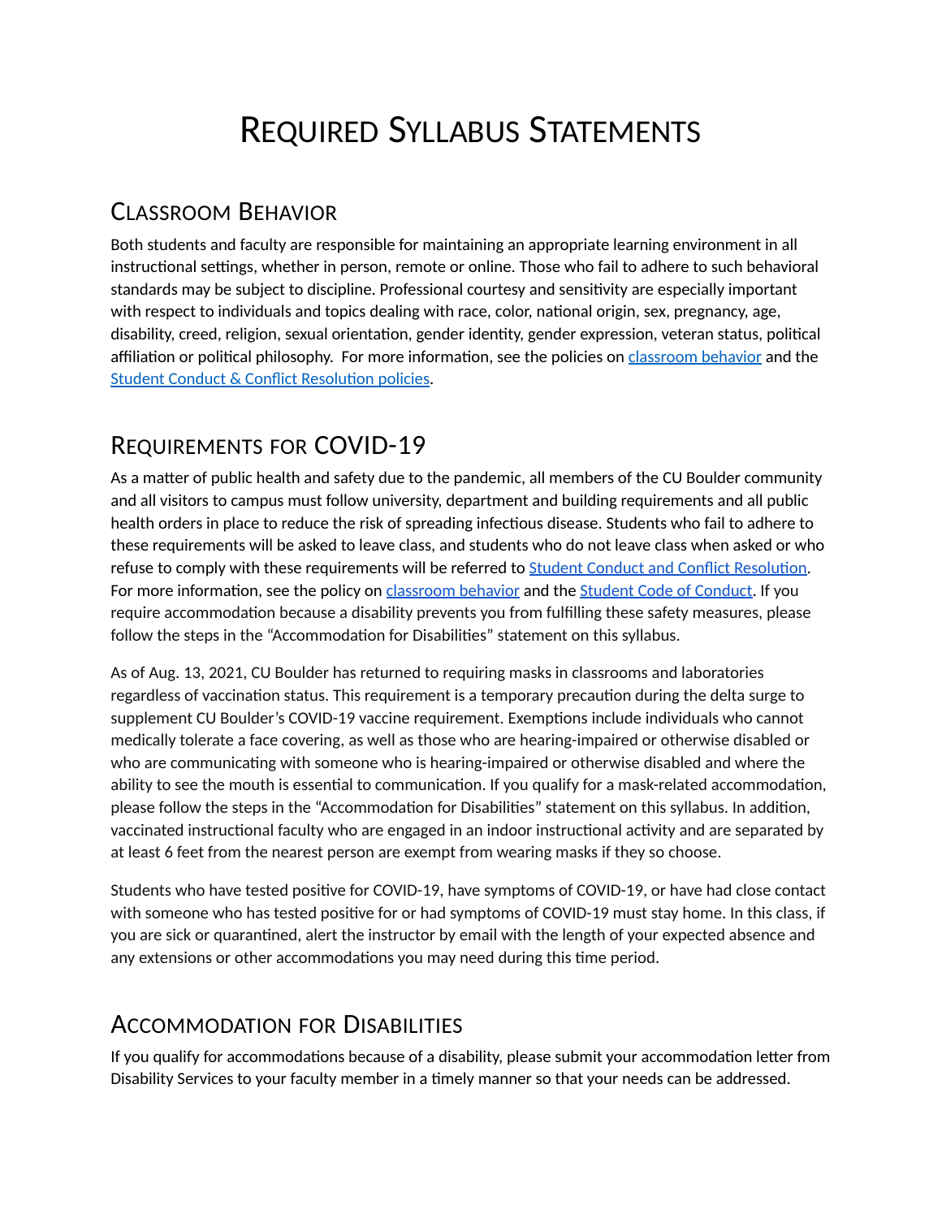# Required Syllabus Statements

## Classroom Behavior

Both students and faculty are responsible for maintaining an appropriate learning environment in all instructional settings, whether in person, remote or online. Those who fail to adhere to such behavioral standards may be subject to discipline. Professional courtesy and sensitivity are especially important with respect to individuals and topics dealing with race, color, national origin, sex, pregnancy, age, disability, creed, religion, sexual orientation, gender identity, gender expression, veteran status, political affiliation or political philosophy. For more information, see the policies on classroom behavior and the Student Conduct & Conflict Resolution policies.

## Requirements for COVID-19

As a matter of public health and safety due to the pandemic, all members of the CU Boulder community and all visitors to campus must follow university, department and building requirements and all public health orders in place to reduce the risk of spreading infectious disease. Students who fail to adhere to these requirements will be asked to leave class, and students who do not leave class when asked or who refuse to comply with these requirements will be referred to Student Conduct and Conflict Resolution. For more information, see the policy on classroom behavior and the Student Code of Conduct. If you require accommodation because a disability prevents you from fulfilling these safety measures, please follow the steps in the "Accommodation for Disabilities" statement on this syllabus.

As of Aug. 13, 2021, CU Boulder has returned to requiring masks in classrooms and laboratories regardless of vaccination status. This requirement is a temporary precaution during the delta surge to supplement CU Boulder's COVID-19 vaccine requirement. Exemptions include individuals who cannot medically tolerate a face covering, as well as those who are hearing-impaired or otherwise disabled or who are communicating with someone who is hearing-impaired or otherwise disabled and where the ability to see the mouth is essential to communication. If you qualify for a mask-related accommodation, please follow the steps in the "Accommodation for Disabilities" statement on this syllabus. In addition, vaccinated instructional faculty who are engaged in an indoor instructional activity and are separated by at least 6 feet from the nearest person are exempt from wearing masks if they so choose.

Students who have tested positive for COVID-19, have symptoms of COVID-19, or have had close contact with someone who has tested positive for or had symptoms of COVID-19 must stay home. In this class, if you are sick or quarantined, alert the instructor by email with the length of your expected absence and any extensions or other accommodations you may need during this time period.

## Accommodation for Disabilities

If you qualify for accommodations because of a disability, please submit your accommodation letter from Disability Services to your faculty member in a timely manner so that your needs can be addressed.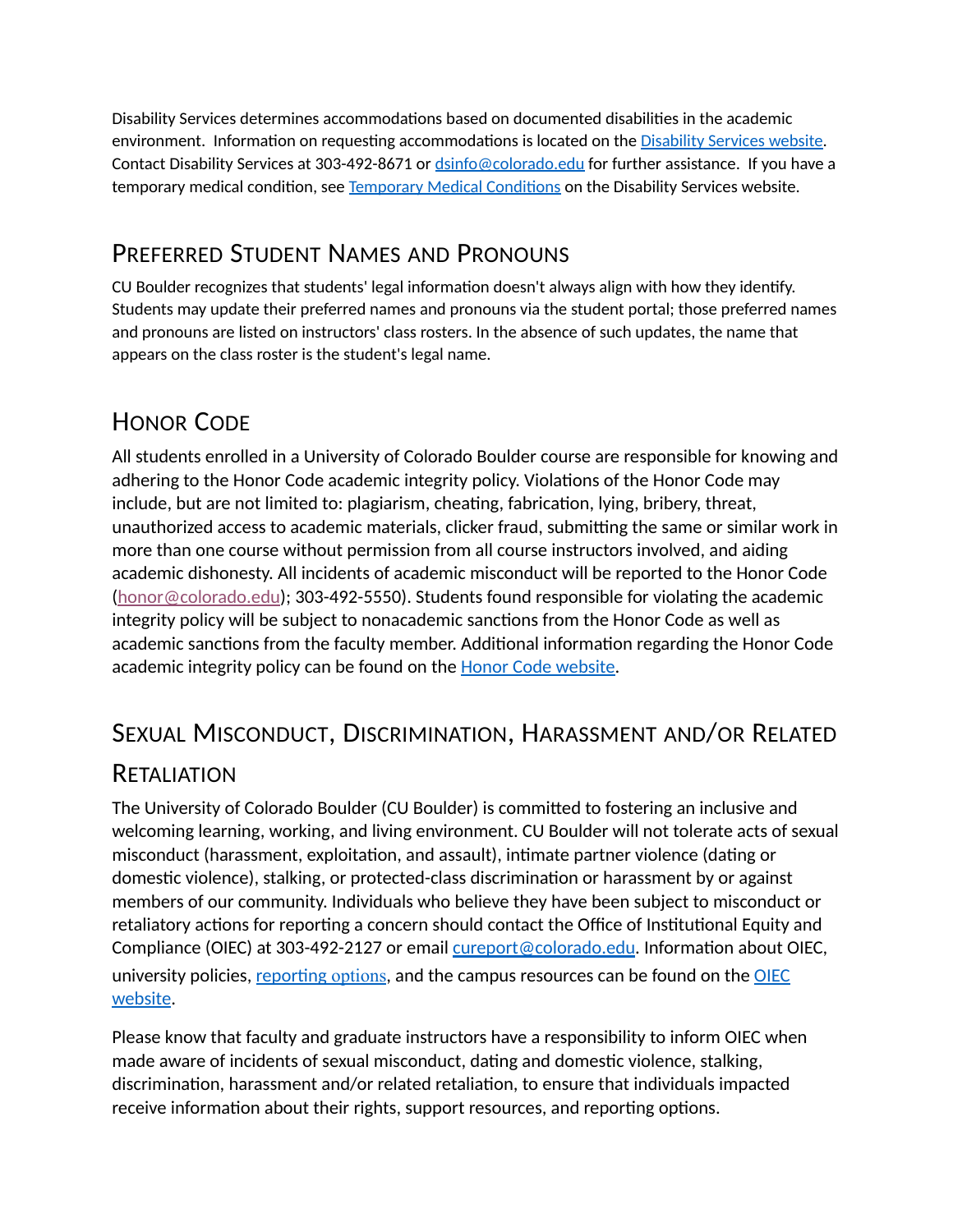Disability Services determines accommodations based on documented disabilities in the academic environment. Information on requesting accommodations is located on the [Disability Services website](). Contact Disability Services at 303-492-8671 or [dsinfo@colorado.edu]() for further assistance. If you have a temporary medical condition, see [Temporary Medical Conditions]() on the Disability Services website.

## Preferred Student Names and Pronouns

CU Boulder recognizes that students' legal information doesn't always align with how they identify. Students may update their preferred names and pronouns via the student portal; those preferred names and pronouns are listed on instructors' class rosters. In the absence of such updates, the name that appears on the class roster is the student's legal name.

## Honor Code

All students enrolled in a University of Colorado Boulder course are responsible for knowing and adhering to the Honor Code academic integrity policy. Violations of the Honor Code may include, but are not limited to: plagiarism, cheating, fabrication, lying, bribery, threat, unauthorized access to academic materials, clicker fraud, submitting the same or similar work in more than one course without permission from all course instructors involved, and aiding academic dishonesty. All incidents of academic misconduct will be reported to the Honor Code ([honor@colorado.edu](); 303-492-5550). Students found responsible for violating the academic integrity policy will be subject to nonacademic sanctions from the Honor Code as well as academic sanctions from the faculty member. Additional information regarding the Honor Code academic integrity policy can be found on the [Honor Code website]().

## Sexual Misconduct, Discrimination, Harassment and/or Related Retaliation

The University of Colorado Boulder (CU Boulder) is committed to fostering an inclusive and welcoming learning, working, and living environment. CU Boulder will not tolerate acts of sexual misconduct (harassment, exploitation, and assault), intimate partner violence (dating or domestic violence), stalking, or protected-class discrimination or harassment by or against members of our community. Individuals who believe they have been subject to misconduct or retaliatory actions for reporting a concern should contact the Office of Institutional Equity and Compliance (OIEC) at 303-492-2127 or email [cureport@colorado.edu](). Information about OIEC, university policies, [reporting options](), and the campus resources can be found on the [OIEC website]().

Please know that faculty and graduate instructors have a responsibility to inform OIEC when made aware of incidents of sexual misconduct, dating and domestic violence, stalking, discrimination, harassment and/or related retaliation, to ensure that individuals impacted receive information about their rights, support resources, and reporting options.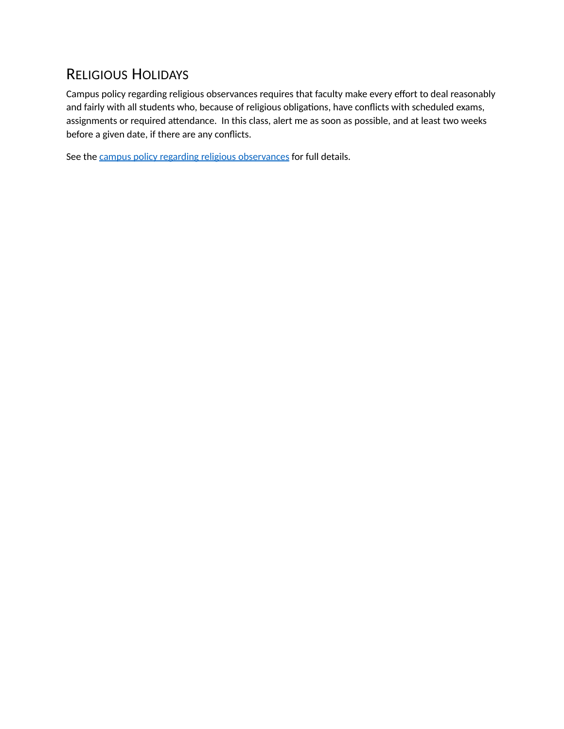## Religious Holidays

Campus policy regarding religious observances requires that faculty make every effort to deal reasonably and fairly with all students who, because of religious obligations, have conflicts with scheduled exams, assignments or required attendance. In this class, alert me as soon as possible, and at least two weeks before a given date, if there are any conflicts.

See the campus policy regarding religious observances for full details.